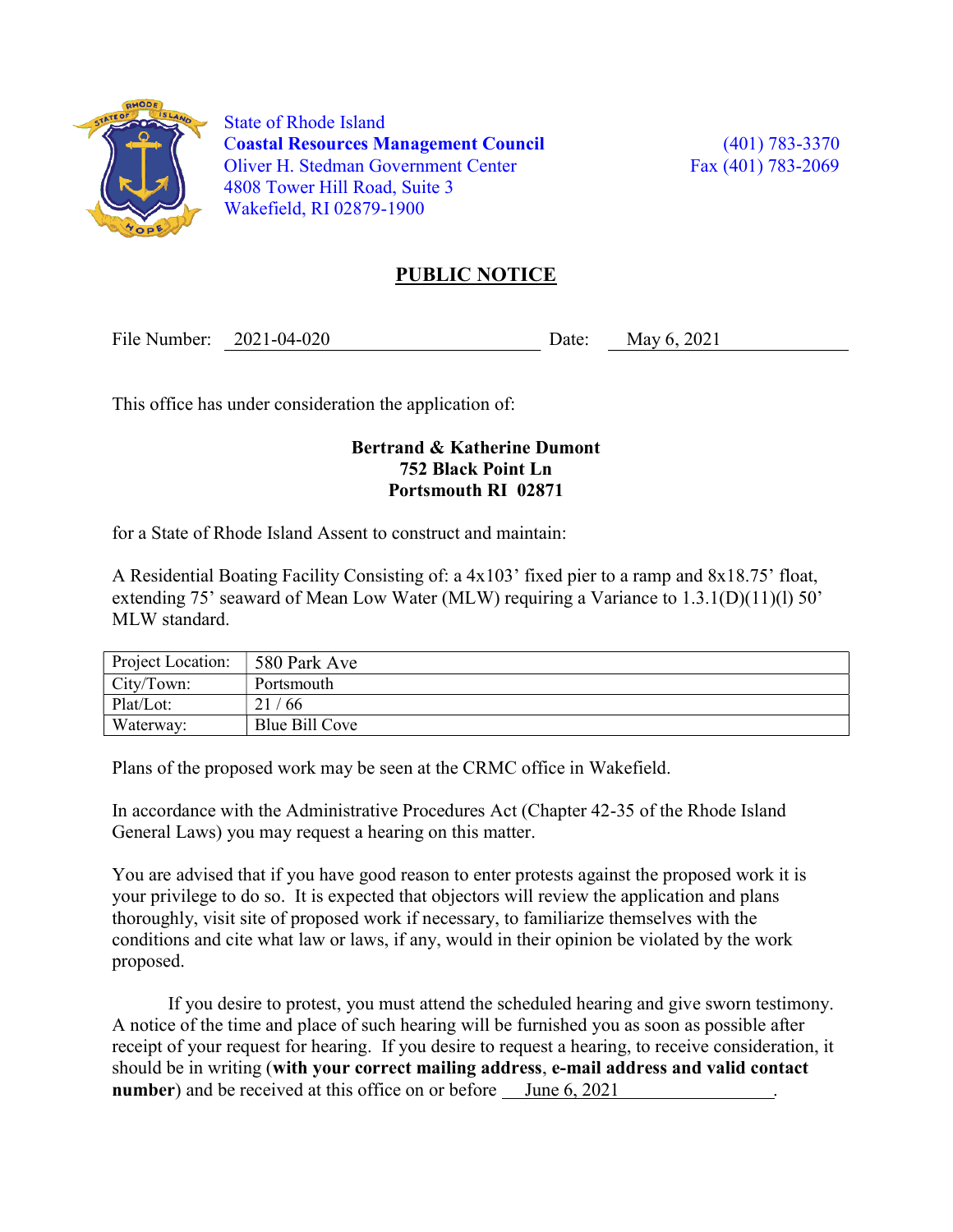State of Rhode Island
**Coastal Resources Management Council**
Oliver H. Stedman Government Center
4808 Tower Hill Road, Suite 3
Wakefield, RI 02879-1900

(401) 783-3370
Fax (401) 783-2069

## PUBLIC NOTICE

File Number: 2021-04-020 Date: May 6, 2021

This office has under consideration the application of:

**Bertrand & Katherine Dumont**
**752 Black Point Ln**
**Portsmouth RI 02871**

for a State of Rhode Island Assent to construct and maintain:

A Residential Boating Facility Consisting of: a 4x103' fixed pier to a ramp and 8x18.75' float, extending 75' seaward of Mean Low Water (MLW) requiring a Variance to 1.3.1(D)(11)(l) 50' MLW standard.

| Project Location: | 580 Park Ave |
|---|---|
| City/Town: | Portsmouth |
| Plat/Lot: | 21 / 66 |
| Waterway: | Blue Bill Cove |

Plans of the proposed work may be seen at the CRMC office in Wakefield.

In accordance with the Administrative Procedures Act (Chapter 42-35 of the Rhode Island General Laws) you may request a hearing on this matter.

You are advised that if you have good reason to enter protests against the proposed work it is your privilege to do so. It is expected that objectors will review the application and plans thoroughly, visit site of proposed work if necessary, to familiarize themselves with the conditions and cite what law or laws, if any, would in their opinion be violated by the work proposed.

If you desire to protest, you must attend the scheduled hearing and give sworn testimony. A notice of the time and place of such hearing will be furnished you as soon as possible after receipt of your request for hearing. If you desire to request a hearing, to receive consideration, it should be in writing (**with your correct mailing address**, **e-mail address and valid contact number**) and be received at this office on or before June 6, 2021.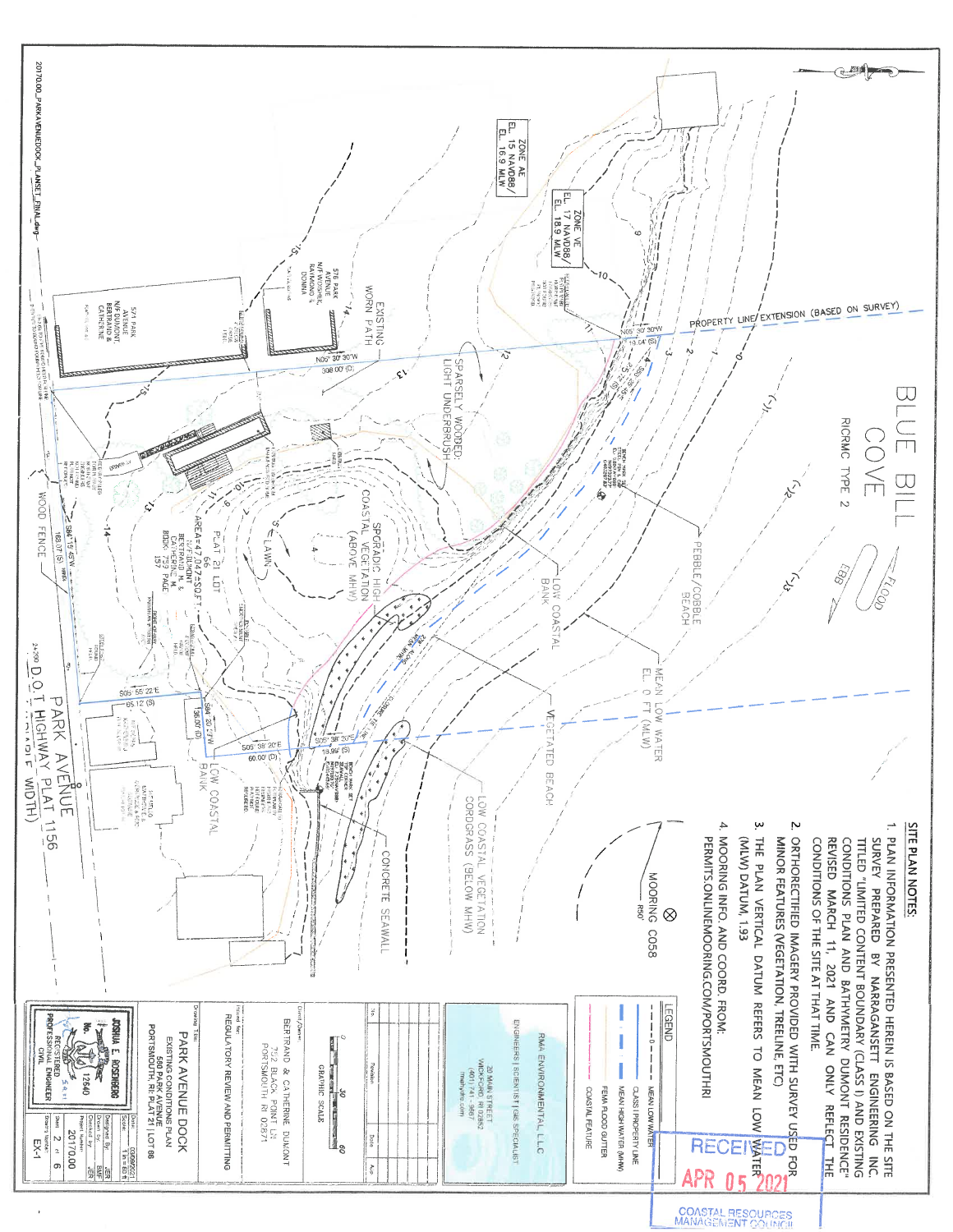## SITE PLAN NOTES:

1. PLAN INFORMATION PRESENTED HEREIN IS BASED ON THE SITE SURVEY PREPARED BY NARRAGANSETT ENGINEERING INC. TITLED "LIMITED CONTENT BOUNDARY (CLASS I) AND EXISTING CONDITIONS PLAN AND BATHYMETRY DUMONT RESIDENCE" REVISED MARCH 11, 2021 AND CAN ONLY REFLECT THE CONDITIONS OF THE SITE AT THAT TIME.
2. ORTHORECTIFIED IMAGERY PROVIDED WITH SURVEY USED FOR MINOR FEATURES (VEGETATION, TREELINE, ETC).
3. THE PLAN VERTICAL DATUM REFERS TO MEAN LOW WATER (MLW) DATUM, 1.93
4. MOORING INFO. AND COORD. FROM: PERMITS.ONLINEMOORING.COM/PORTSMOUTHRI

## LEGEND

- MEAN LOW WATER
- CLASS I PROPERTY LINE
- MEAN HIGH WATER (MHW)
- FEMA FLOOD GUTTER
- COASTAL FEATURE

BLUE BILL COVE

RICRMC TYPE 2

FLOOD

EBB

PROPERTY LINE EXTENSION (BASED ON SURVEY)

MOORING C058

R50'

PEBBLE/COBBLE BEACH

MEAN LOW WATER EL. 0 FT (MLW)

LOW COASTAL BANK

VEGETATED BEACH

LOW COASTAL CORDGRASS (BELOW MHW)

LOW COASTAL VEGETATION

CONCRETE SEAWALL

SPORADIC HIGH COASTAL VEGETATION (ABOVE MHW)

SPARSELY WOODED; LIGHT UNDERBRUSH

EXISTING WORN PATH

LAWN

ZONE VE EL. 17 NAVD88/ EL. 18.9 MLW

ZONE AE EL. 15 NAVD88/ EL. 16.9 MLW

576 PARK AVENUE N/F WOYCHICK, RAYMOND & DONNA

571 PARK AVENUE N/F DUMONT BERTRAND & CATHERINE

PLAT 21 LOT 66 AREA=47,047±SQFT N/F DUMONT BERTRAND M. & CATHERINE M. BOOK 759 PAGE 157

N05° 30' 30"W 13.64' (S)

N05° 30' 30"W 308.00' (D)

S84° 15' 45"W 180.07' (S)

S05° 55' 22"E 85.12' (S)

S84° 20' 27"W 36.00' (D)

S05° 38' 20"E 60.00' (D)

S05° 38' 20"E 18.99' (S)

WOOD FENCE

PARK AVENUE

D.O.T. HIGHWAY PLAT 1156 (VARIABLE WIDTH)

RMA ENVIRONMENTAL, LLC

ENGINEERS | SCIENTISTS | GIS SPECIALIST

20 MAIN STREET
WICKFORD, RI 02852
(401) 741-3567
rmaillyrma.com

| No. | Revision | Date | App. |
|---|---|---|---|

GRAPHIC SCALE: 0 — 30 — 60

Client/Owner: BERTRAND & CATHERINE DUMONT, 152 BLACK POINT LN, PORTSMOUTH, RI 02871

Prepared for: REGULATORY REVIEW AND PERMITTING

Drawing Title: PARK AVENUE DOCK — EXISTING CONDITIONS PLAN — 580 PARK AVENUE, PORTSMOUTH, RI; PLAT 21 | LOT 66

JOSHUA E. ROSENBERG No. 12640 REGISTERED PROFESSIONAL ENGINEER CIVIL

| | |
|---|---|
| Date: | 03/08/2021 |
| Scale: | 1 in = 60 ft |
| Designed By: | JER |
| Drawn By: | BMF |
| Checked By: | JER |
| Project Number: | 20170.00 |
| Sheet: | 2 of 6 |
| Drawing Number: | EX-1 |

RECEIVED APR 05 2021 COASTAL RESOURCES MANAGEMENT COUNCIL

20170.00_PARKAVENUEDOCK_PLANSET_FINAL.dwg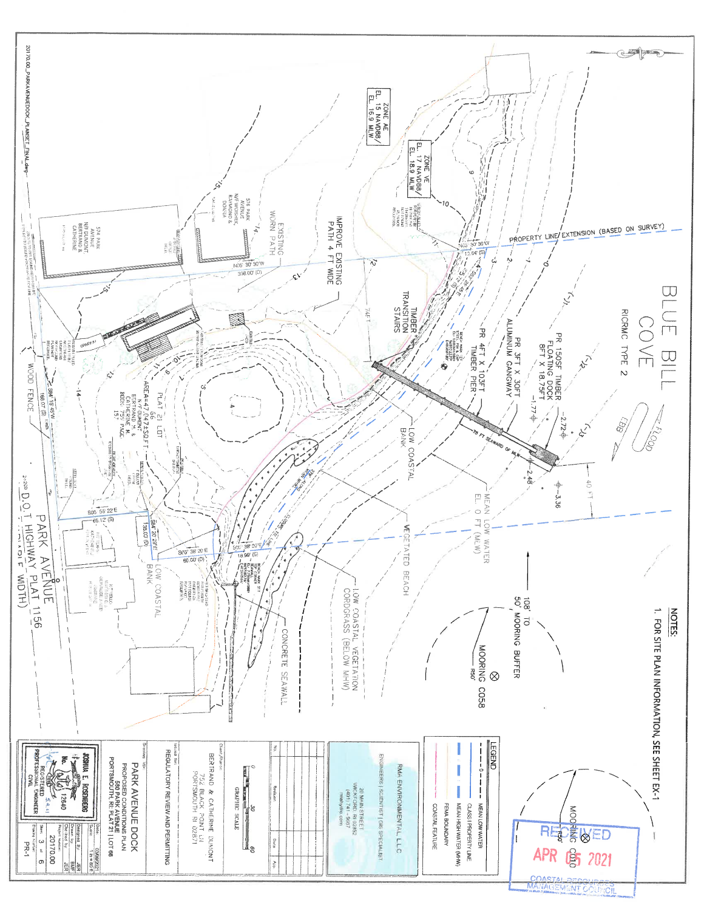# BLUE BILL COVE

RICRMC TYPE 2

FLOOD

EBB

**NOTES:**

1. FOR SITE PLAN INFORMATION, SEE SHEET EX-1

PROPERTY LINE EXTENSION (BASED ON SURVEY)

PR 150SF TIMBER FLOATING DOCK 8FT X 18.75FT

PR 3FT X 30FT ALUMINUM GANGWAY

PR 4FT X 103FT TIMBER PIER

TIMBER TRANSITION STAIRS

IMPROVE EXISTING PATH 4 FT WIDE

EXISTING WORN PATH

75 FT SEAWARD OF MLW

40 FT

MEAN LOW WATER EL. 0 FT (MLW)

108' TO 50' MOORING BUFFER

MOORING C058

R50'

MOORING C010

R50'

LOW COASTAL BANK

VEGETATED BEACH

LOW COASTAL VEGETATION CORDGRASS (BELOW MHW)

CONCRETE SEAWALL

LOW COASTAL BANK

ZONE AE EL. 15 NAVD88/ EL. 16.9 MLW

ZONE VE EL. 17 NAVD88/ EL. 18.9 MLW

PLAT 21 LOT 68 AREA=47,047±SQFT N/F DUMONT, BERTRAND M. & CATHERINE M. BOOK 759 PAGE 157

576 PARK AVENUE N/F WORKER, RAYMOND & DONNA

574 PARK AVENUE N/F DUMONT, BERTRAND & CATHERINE

WOOD FENCE

PARK AVENUE D.O.T HIGHWAY PLAT 1156 (VARIABLE WIDTH)

N05° 30'30"W 308.00' (D)

N03° 30'30"W 13.64' (S)

S84° 19'45"W 180.07' (S)

S05° 55'22"E 65.12' (S)

S84° 20'29"W 138.03' (D)

S09° 38'20"E 60.00' (D)

S09° 38'20"E 18.56' (S)

-1.77

-2.72

-2.48

-3.36

## LEGEND

| | |
|---|---|
| — 0 — | MEAN LOW WATER |
| | CLASS I PROPERTY LINE |
| | MEAN HIGH WATER (MHW) |
| | FEMA BOUNDARY |
| | COASTAL FEATURE |

RMA ENVIRONMENTAL, LLC

ENGINEERS | SCIENTISTS | GIS SPECIALIST

20 MAIN STREET
WICKFORD, RI 02852
(401) 741-5607
rmaripe.com

GRAPHIC SCALE 0 30 60

| No. | Revision | Date | App. |
|---|---|---|---|
| | | | |

Client/Project: BERTRAND & CATHERINE DUMONT, 752 BLACK POINT LN, PORTSMOUTH, RI 02871

Issued for: REGULATORY REVIEW AND PERMITTING

Drawing title: PARK AVENUE DOCK
PROPOSED CONDITIONS PLAN
580 PARK AVENUE
PORTSMOUTH, RI PLAT 21 | LOT 68

JOSHUA E. ROSENBERG
No. 12640
REGISTERED PROFESSIONAL ENGINEER CIVIL

| | |
|---|---|
| Date: | 03/09/2021 |
| Scale: | 1 in = 60 ft |
| Designed By: | JER |
| Drawn By: | BMF |
| Checked By: | JER |
| Project Number: | 20170.00 |
| Sheet: | 3 of 6 |
| Drawing Number: | PR-1 |

RECEIVED
APR 05 2021
COASTAL RESOURCES MANAGEMENT COUNCIL

20170.00_PARKAVENUEDOCK_PLANSET_FINAL.dwg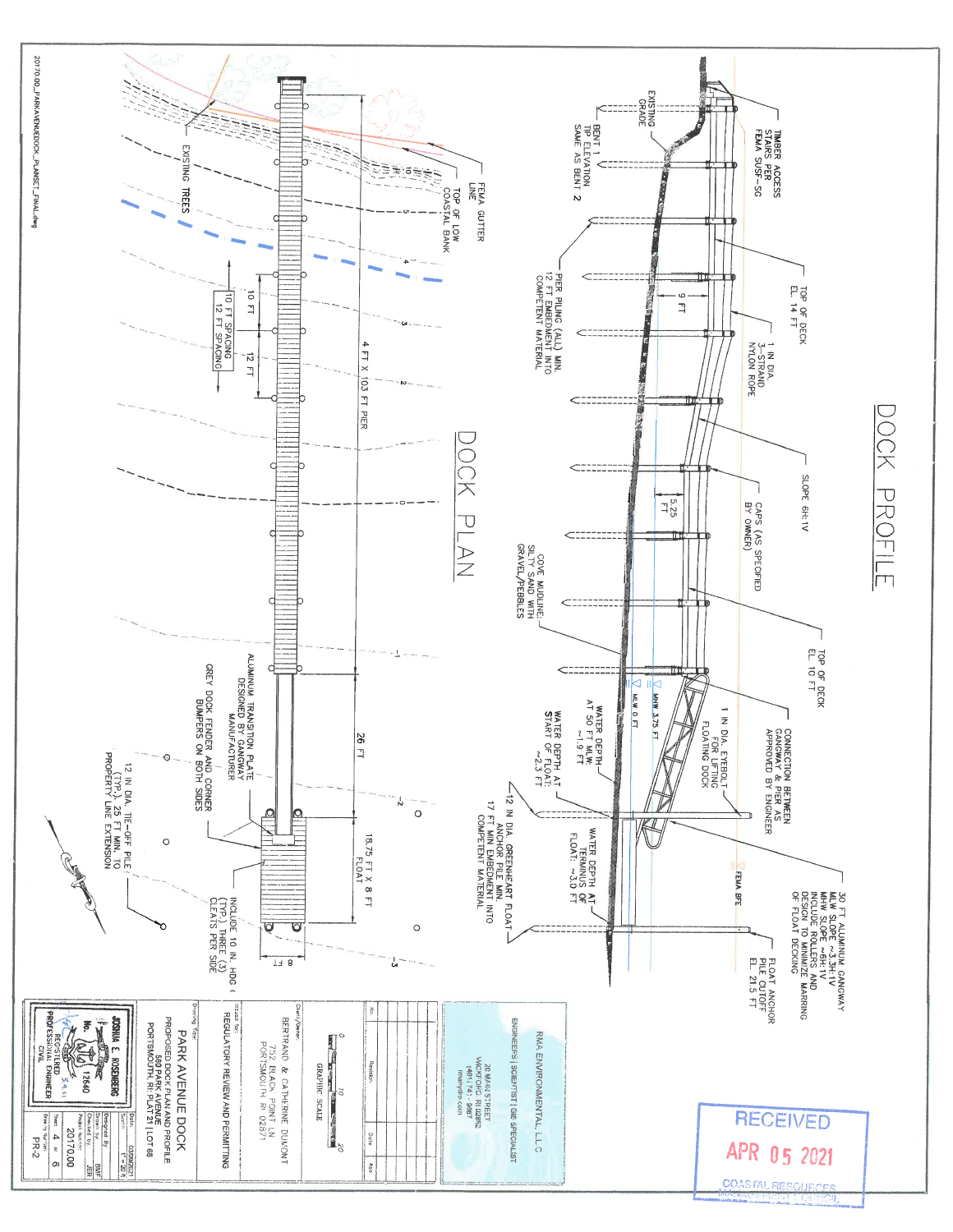# DOCK PROFILE

TIMBER ACCESS STAIRS PER FEMA SUSF-SG

EXISTING GRADE

BENT 1 TIP ELEVATION SAME AS BENT 2

TOP OF DECK EL. 14 FT

9 FT

1 IN DIA. 3-STRAND NYLON ROPE

PIER PILING (ALL) MIN. 12 FT EMBEDMENT INTO COMPETENT MATERIAL

SLOPE 6H:1V

5.25 FT

CAPS (AS SPECIFIED BY OWNER)

COVE MUDLINE: SILTY SAND WITH GRAVEL/PEBBLES

TOP OF DECK EL. 10 FT

MHW 3.75 FT

MLW 0 FT

1 IN DIA. EYEBOLT FOR LIFTING FLOATING DOCK

WATER DEPTH AT 50 FT MLW: ~1.9 FT

WATER DEPTH AT START OF FLOAT: ~2.3 FT

CONNECTION BETWEEN GANGWAY & PIER AS APPROVED BY ENGINEER

FEMA BFE

12 IN DIA. GREENHEART FLOAT ANCHOR PILE MIN. 17 FT MIN EMBEDMENT INTO COMPETENT MATERIAL

WATER DEPTH AT TERMINUS OF FLOAT: ~3.0 FT

30 FT ALUMINUM GANGWAY MLW SLOPE ~3.3H:1V MHW SLOPE ~6H:1V INCLUDE ROLLERS AND DESIGN TO MINIMIZE MARRING OF FLOAT DECKING

FLOAT ANCHOR PILE CUTOFF EL. 21.5 FT

# DOCK PLAN

FEMA GUTTER LINE

TOP OF LOW COASTAL BANK

EXISTING TREES

10 FT SPACING

12 FT SPACING

10 FT

12 FT

4 FT X 103 FT PIER

ALUMINUM TRANSITION PLATE DESIGNED BY GANGWAY MANUFACTURER

GREY DOCK FENDER AND CORNER BUMPERS ON BOTH SIDES

26 FT

18.75 FT X 8 FT FLOAT

12 IN DIA. TIE-OFF PILE (TYP.), 25 FT MIN. TO PROPERTY LINE EXTENSION

INCLUDE 10 IN. HDG (TYP.) THREE (3) CLEATS PER SIDE

8 FT

RMA ENVIRONMENTAL, LLC

ENGINEERS | SCIENTISTS | GIS SPECIALIST

26 MAIN STREET
WICKFORD, RI 02852
(401) 741-9967
rmaenv.com

GRAPHIC SCALE 0 10 20

| No. | Revision | Date | App. |
|---|---|---|---|
| | | | |

Client/Owner:
BERTRAND & CATHERINE DUMONT
752 BLACK POINT LN
PORTSMOUTH, RI 02871

Issued for:
REGULATORY REVIEW AND PERMITTING

Drawing Title:
PARK AVENUE DOCK
PROPOSED DOCK PLAN AND PROFILE
560 PARK AVENUE
PORTSMOUTH, RI: PLAT 21 | LOT 65

JOSHUA E. ROSENBERG
No. 12640
REGISTERED PROFESSIONAL ENGINEER CIVIL

| | |
|---|---|
| Date: | 03/26/2021 |
| Scale: | 1" = 20 ft |
| Designed By: | |
| Drawn By: | BMF |
| Checked By: | JER |
| Project Number: | 20170.00 |
| Sheet: | 4 of 6 |
| Drawing Number: | PR-2 |

RECEIVED
APR 05 2021
COASTAL RESOURCES MANAGEMENT COUNCIL

20170.00_PARKAVENUEDOCK_PLANSET_FINAL.dwg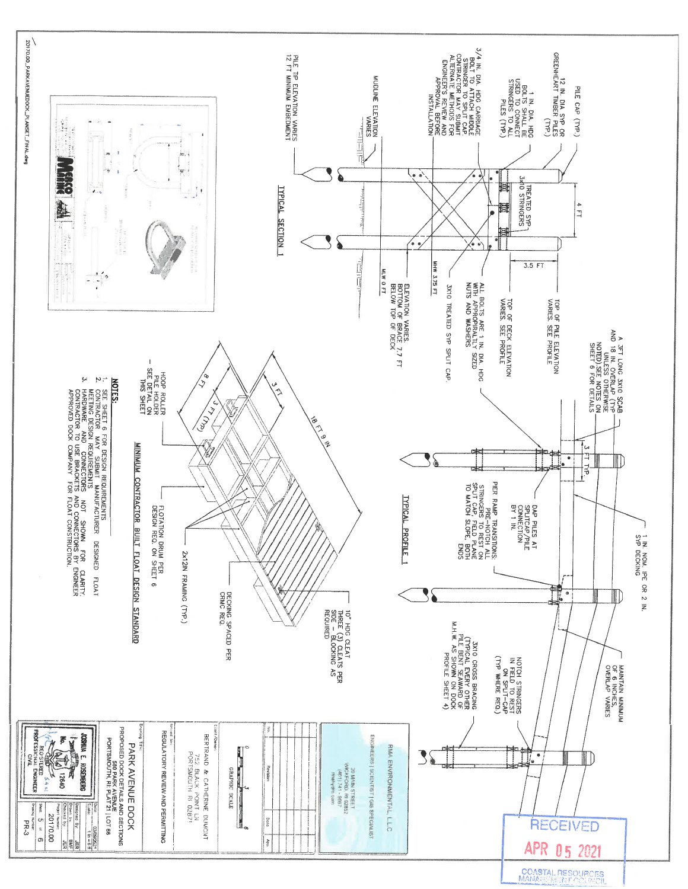## TYPICAL SECTION 1

PILE CAP (TYP.)

12 IN. DIA SYP OR GREENHEART TIMBER PILES (TYP.)

1 IN. DIA. HDG BOLTS SHALL BE USED TO CONNECT STRINGERS TO ALL PILES (TYP.)

3/4 IN. DIA. HDG CARRIAGE BOLT TO ATTACH MIDDLE STRINGER TO SPLIT CAP. CONTRACTOR MAY SUBMIT ALTERNATE METHODS FOR ENGINEER'S REVIEW AND APPROVAL BEFORE INSTALLATION

MUDLINE ELEVATION VARIES

PILE TIP ELEVATION VARIES 12 FT MINIMUM EMBEDMENT

4 FT

TREATED SYP 3x10 STRINGERS

3.5 FT

TOP OF PILE ELEVATION VARIES. SEE PROFILE

TOP OF DECK ELEVATION VARIES. SEE PROFILE

ALL BOLTS ARE 1 IN. DIA. HDG WITH APPROPRIATELY SIZED NUTS AND WASHERS

3x10 TREATED SYP SPLIT CAP

MHW 3.75 FT

MLW 0 FT

ELEVATION VARIES. BOTTOM OF BRACE 7.7 FT BELOW TOP OF DECK

## TYPICAL PROFILE 1

A 3FT LONG 3x10 SCAB AND 18 IN. OVERLAP (TYP UNLESS OTHERWISE NOTED) SEE NOTES ON SHEET 6 FOR DETAILS

3 FT TYP.

1 IN. NOM. IPE OR 2 IN. SYP DECKING

DAP PILES AT SPLITCAP/PILE CONNECTION BY 1 IN.

PIER RAMP TRANSITIONS: PRE-NOTCH ALL STRINGERS TO REST ON SPLIT CAP. FIELD PLANE TO MATCH SLOPE. BOTH ENDS

NOTCH STRINGERS IN FIELD TO REST ON SPLIT-CAP (TYP WHERE REQ.)

MAINTAIN MINIMUM 6 INCH OVERLAP. OVERLAP VARIES

3x10 CROSS BRACING (TYPICAL EVERY OTHER PILE BENT SEAWARD OF M.H.W. AS SHOWN ON DOCK PROFILE SHEET 4)

## MINIMUM CONTRACTOR BUILT FLOAT DESIGN STANDARD

18 FT 9 IN

3 FT

8 FT

3 FT (TYP.)

10" HDG CLEAT THREE (3) CLEATS PER SIDE — BLOCKING AS REQUIRED

DECKING SPACED PER CRMC REQ.

2x12IN FRAMING (TYP.)

FLOTATION DRUM PER DESIGN REQ. ON SHEET 6

HOOP ROLLER PILE HOLDER — SEE DETAIL ON THIS SHEET

**NOTES:**

1. SEE SHEET 6 FOR DESIGN REQUIREMENTS
2. CONTRACTOR MAY SUBMIT MANUFACTURER DESIGNED FLOAT MEETING DESIGN REQUIREMENTS
3. HARDWARE AND CONNECTORS NOT SHOWN FOR CLARITY. CONTRACTOR TO USE BRACKETS AND CONNECTORS BY ENGINEER APPROVED DOCK COMPANY FOR FLOAT CONSTRUCTION.

MESCO MARINE

RIMA ENVIRONMENTAL LLC
ENGINEERS | SCIENTISTS | GIS SPECIALIST
20 MAIN STREET
WICKFORD, RI 02852
(401) 741-9697
rimarivers.com

GRAPHIC SCALE 0 3 6

| No. | Revision | Date | App. |
|---|---|---|---|

Client/Owner:
BERTRAND & CATHERINE DUMONT
752 BLACK POINT LN
PORTSMOUTH RI 02871

Issued for:
REGULATORY REVIEW AND PERMITTING

Drawing Title:
PARK AVENUE DOCK
PROPOSED DOCK DETAILS AND SECTIONS
580 PARK AVENUE
PORTSMOUTH, RI PLAT 21 | LOT 88

JOSHUA E. ROSENBERG
No. 12640
REGISTERED PROFESSIONAL ENGINEER CIVIL

| | |
|---|---|
| Date: | 03/08/2021 |
| Scale: | 1 in = 6 ft |
| Designed By: | JER |
| Drawn By: | BMF |
| Checked By: | JER |
| Project Number: | 20170.00 |
| Sheet: | 5 of 6 |
| Drawing Number: | PR-3 |

RECEIVED
APR 05 2021
COASTAL RESOURCES MANAGEMENT COUNCIL

20170.00_PARKAVENUEDOCK_PLANSET_FINAL.dwg